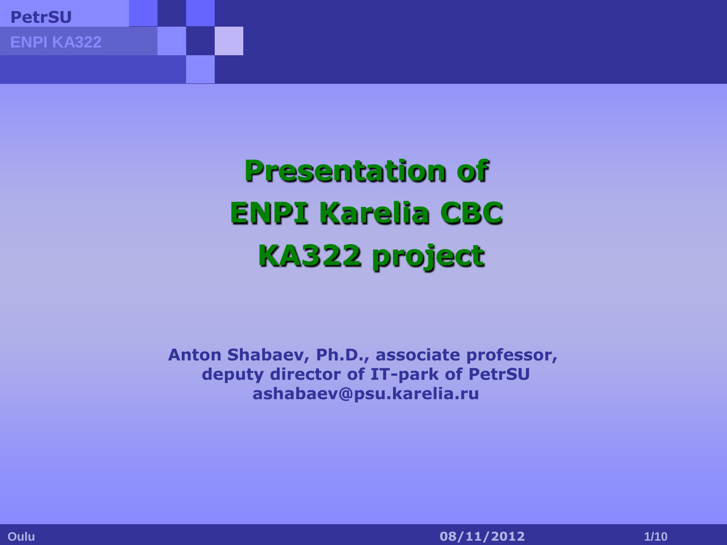# Presentation of ENPI Karelia CBC KA322 project

**Anton Shabaev, Ph.D., associate professor,**
**deputy director of IT-park of PetrSU**
**ashabaev@psu.karelia.ru**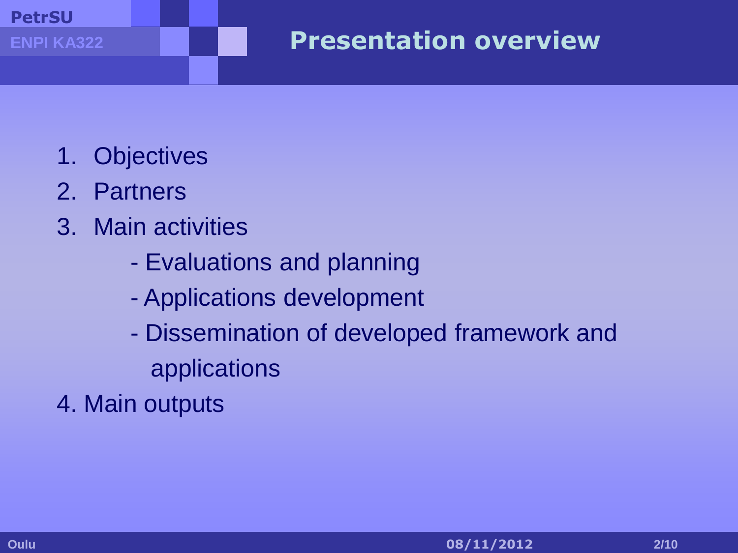# Presentation overview

1. Objectives
2. Partners
3. Main activities
   - Evaluations and planning
   - Applications development
   - Dissemination of developed framework and applications
4. Main outputs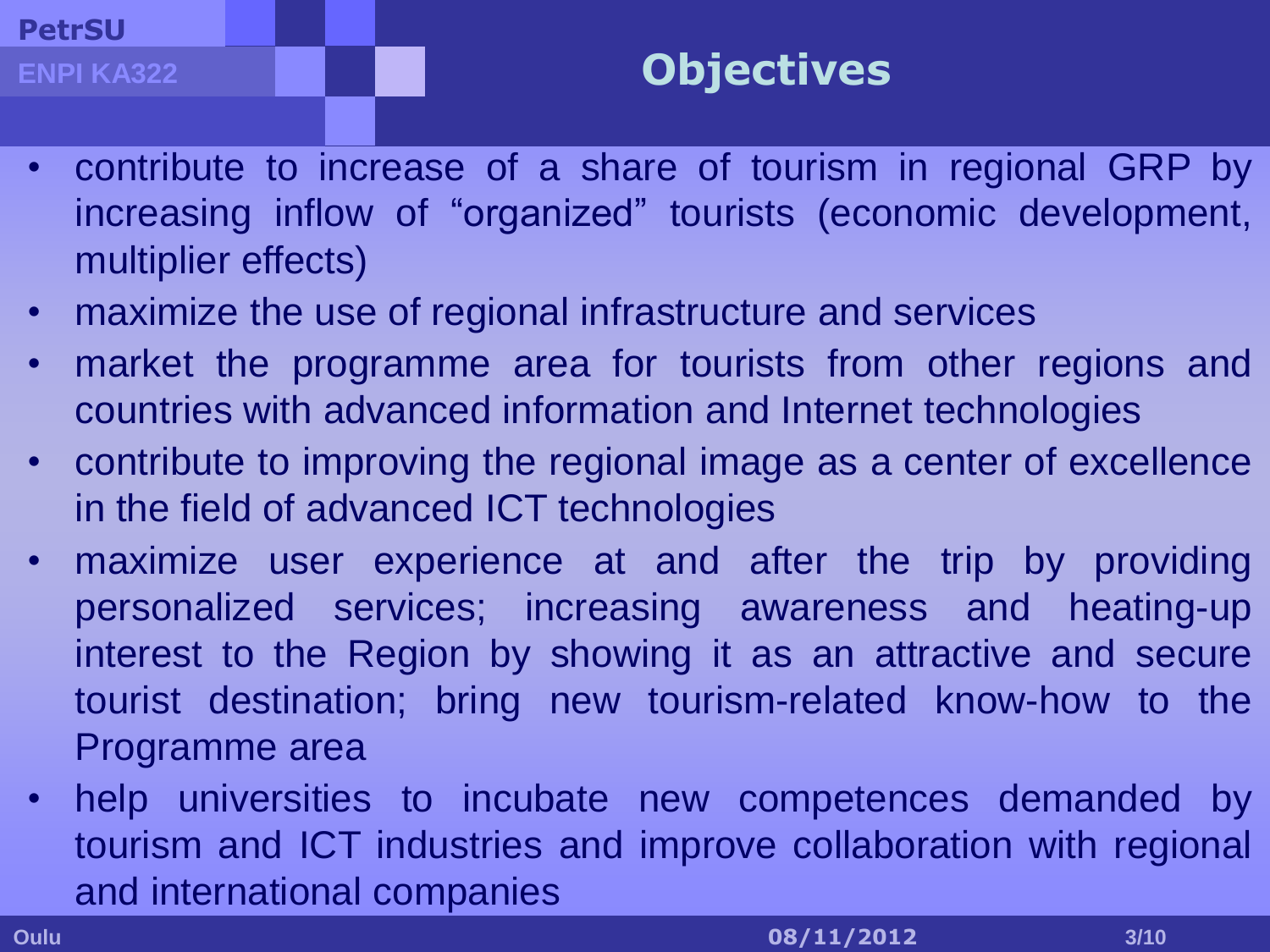# Objectives

- contribute to increase of a share of tourism in regional GRP by increasing inflow of “organized” tourists (economic development, multiplier effects)
- maximize the use of regional infrastructure and services
- market the programme area for tourists from other regions and countries with advanced information and Internet technologies
- contribute to improving the regional image as a center of excellence in the field of advanced ICT technologies
- maximize user experience at and after the trip by providing personalized services; increasing awareness and heating-up interest to the Region by showing it as an attractive and secure tourist destination; bring new tourism-related know-how to the Programme area
- help universities to incubate new competences demanded by tourism and ICT industries and improve collaboration with regional and international companies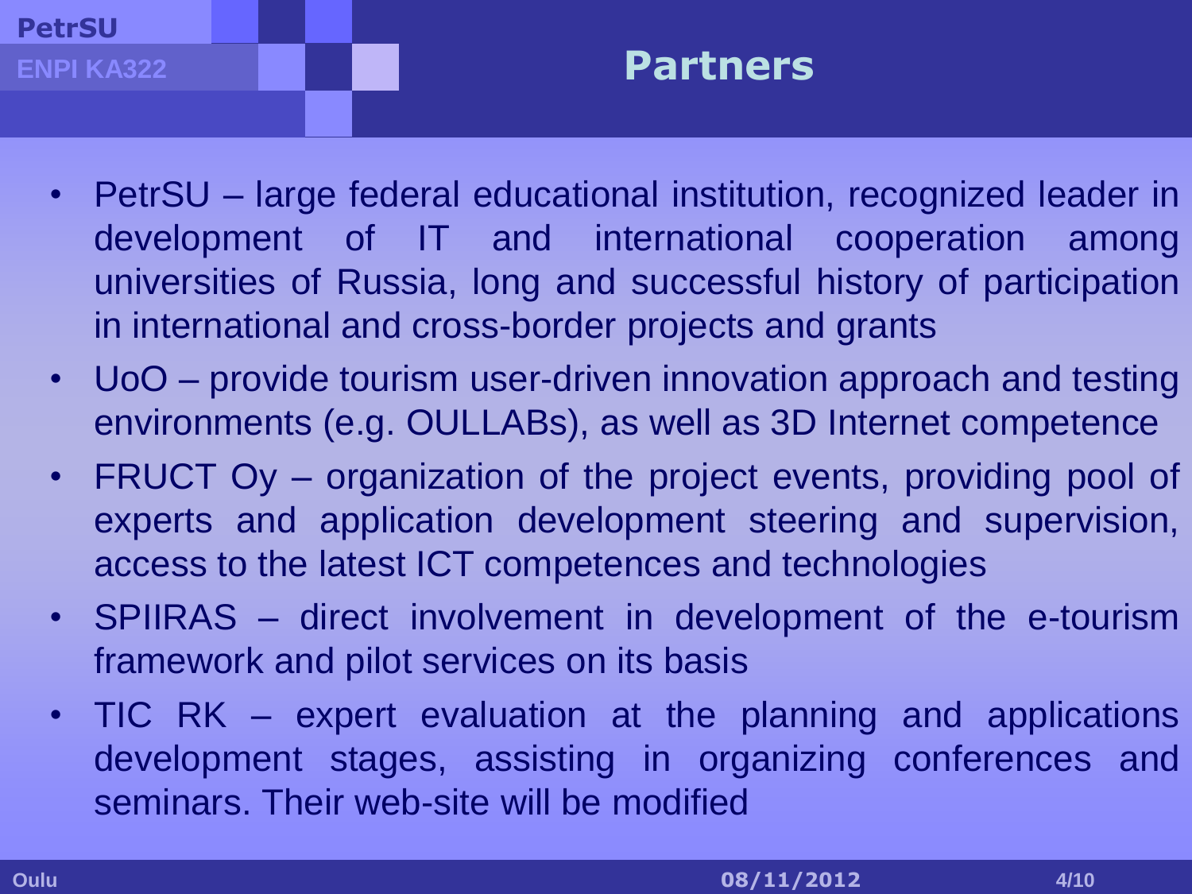# Partners

- PetrSU – large federal educational institution, recognized leader in development of IT and international cooperation among universities of Russia, long and successful history of participation in international and cross-border projects and grants
- UoO – provide tourism user-driven innovation approach and testing environments (e.g. OULLABs), as well as 3D Internet competence
- FRUCT Oy – organization of the project events, providing pool of experts and application development steering and supervision, access to the latest ICT competences and technologies
- SPIIRAS – direct involvement in development of the e-tourism framework and pilot services on its basis
- TIC RK – expert evaluation at the planning and applications development stages, assisting in organizing conferences and seminars. Their web-site will be modified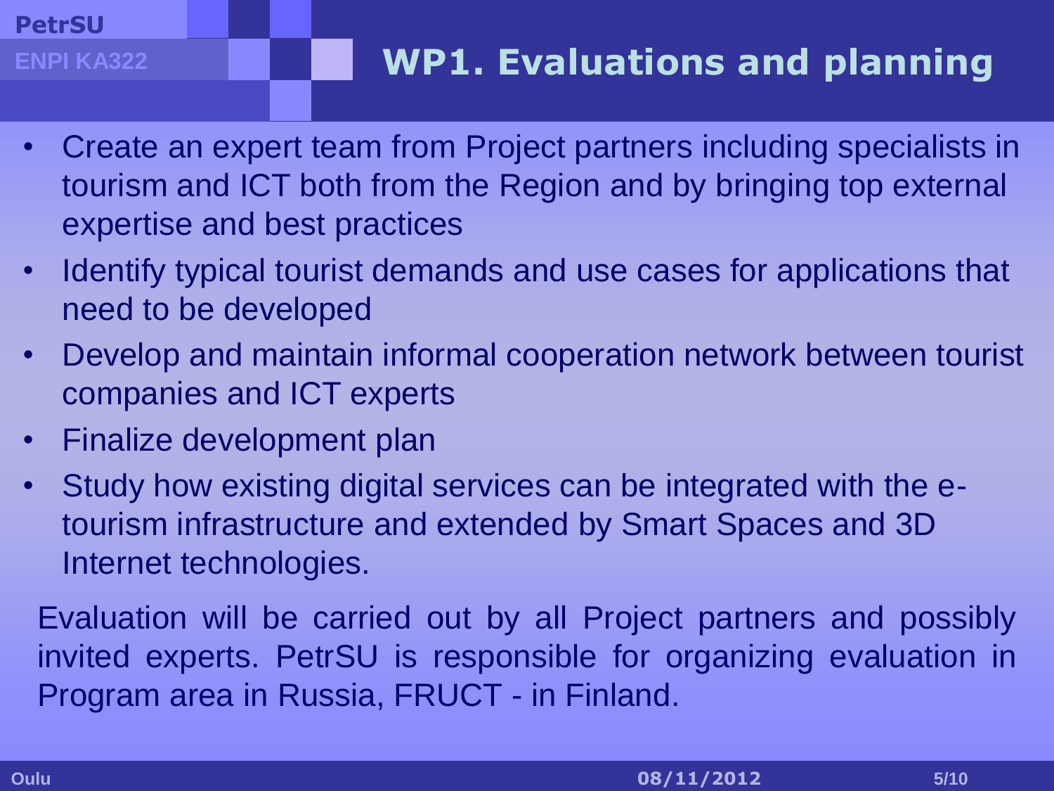# WP1. Evaluations and planning

- Create an expert team from Project partners including specialists in tourism and ICT both from the Region and by bringing top external expertise and best practices
- Identify typical tourist demands and use cases for applications that need to be developed
- Develop and maintain informal cooperation network between tourist companies and ICT experts
- Finalize development plan
- Study how existing digital services can be integrated with the e-tourism infrastructure and extended by Smart Spaces and 3D Internet technologies.

Evaluation will be carried out by all Project partners and possibly invited experts. PetrSU is responsible for organizing evaluation in Program area in Russia, FRUCT - in Finland.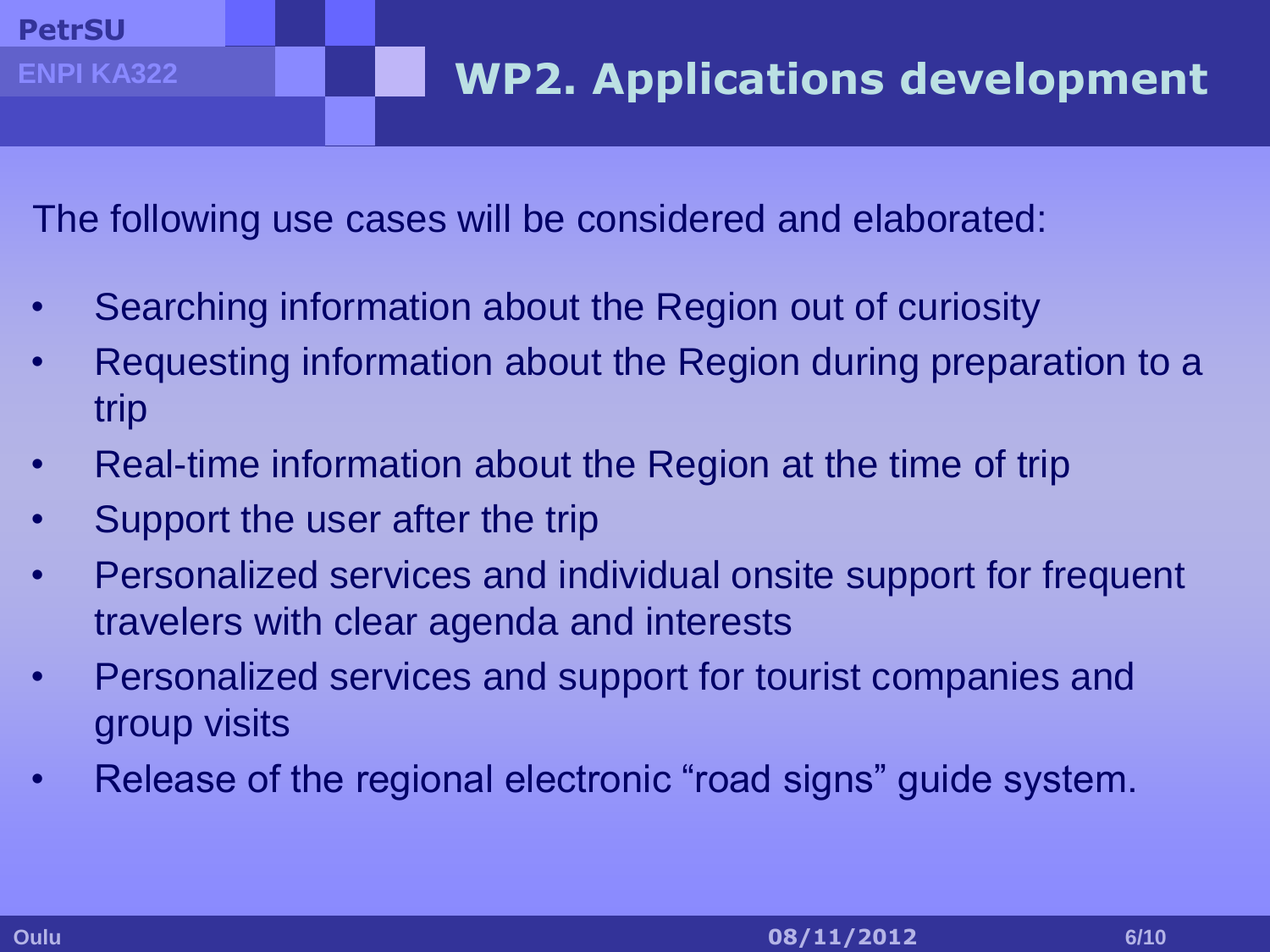# WP2. Applications development

The following use cases will be considered and elaborated:

- Searching information about the Region out of curiosity
- Requesting information about the Region during preparation to a trip
- Real-time information about the Region at the time of trip
- Support the user after the trip
- Personalized services and individual onsite support for frequent travelers with clear agenda and interests
- Personalized services and support for tourist companies and group visits
- Release of the regional electronic “road signs” guide system.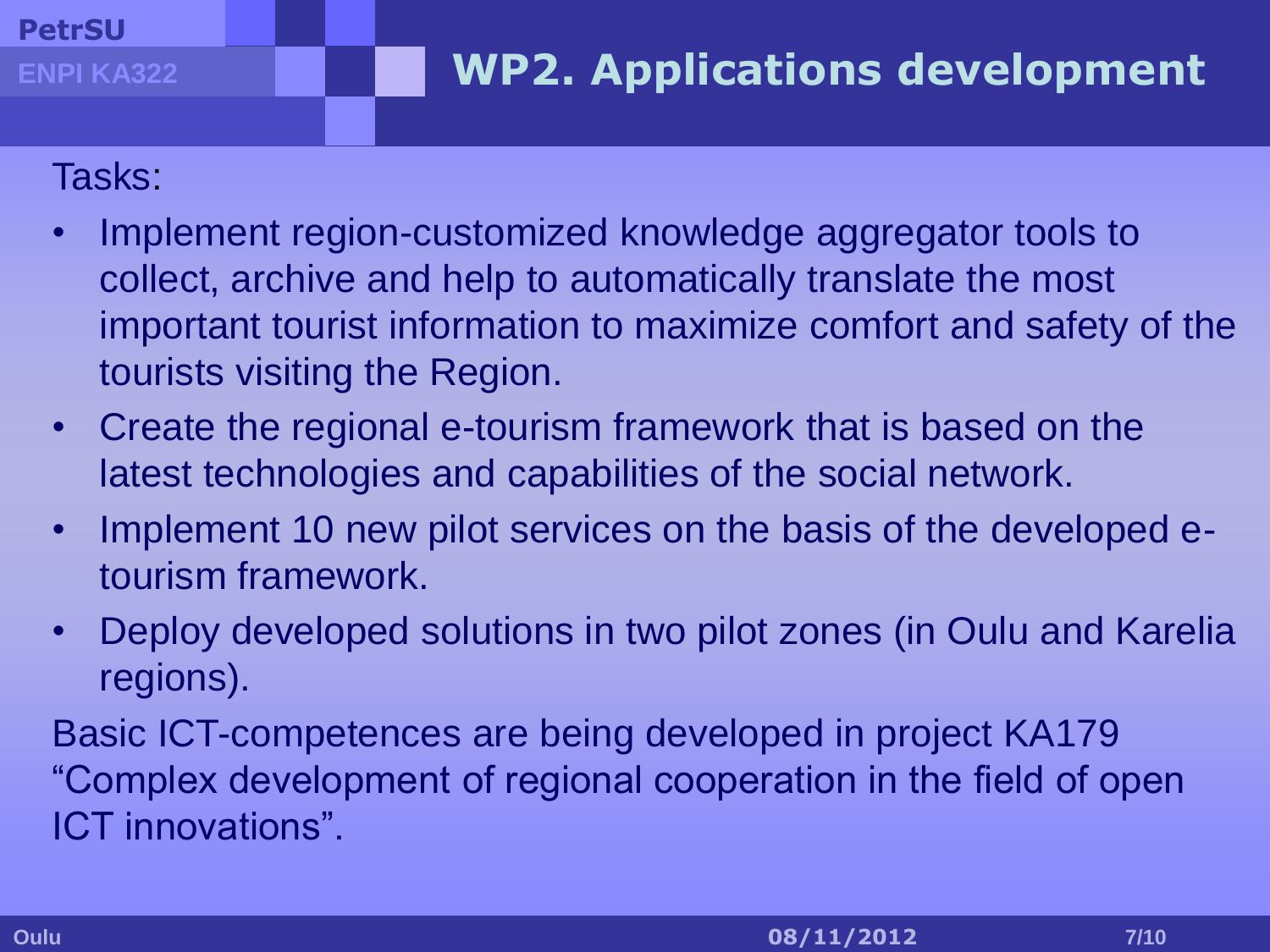# WP2. Applications development

Tasks:

- Implement region-customized knowledge aggregator tools to collect, archive and help to automatically translate the most important tourist information to maximize comfort and safety of the tourists visiting the Region.
- Create the regional e-tourism framework that is based on the latest technologies and capabilities of the social network.
- Implement 10 new pilot services on the basis of the developed e-tourism framework.
- Deploy developed solutions in two pilot zones (in Oulu and Karelia regions).

Basic ICT-competences are being developed in project KA179 "Complex development of regional cooperation in the field of open ICT innovations".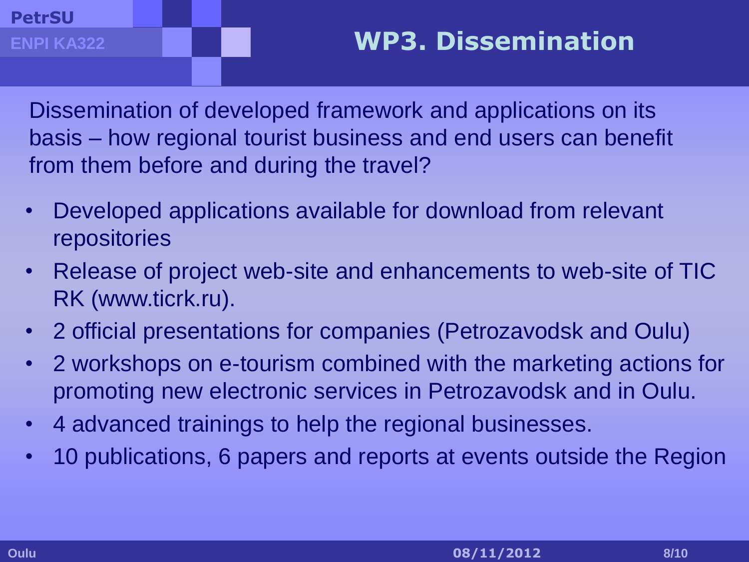# WP3. Dissemination

Dissemination of developed framework and applications on its basis – how regional tourist business and end users can benefit from them before and during the travel?

- Developed applications available for download from relevant repositories
- Release of project web-site and enhancements to web-site of TIC RK (www.ticrk.ru).
- 2 official presentations for companies (Petrozavodsk and Oulu)
- 2 workshops on e-tourism combined with the marketing actions for promoting new electronic services in Petrozavodsk and in Oulu.
- 4 advanced trainings to help the regional businesses.
- 10 publications, 6 papers and reports at events outside the Region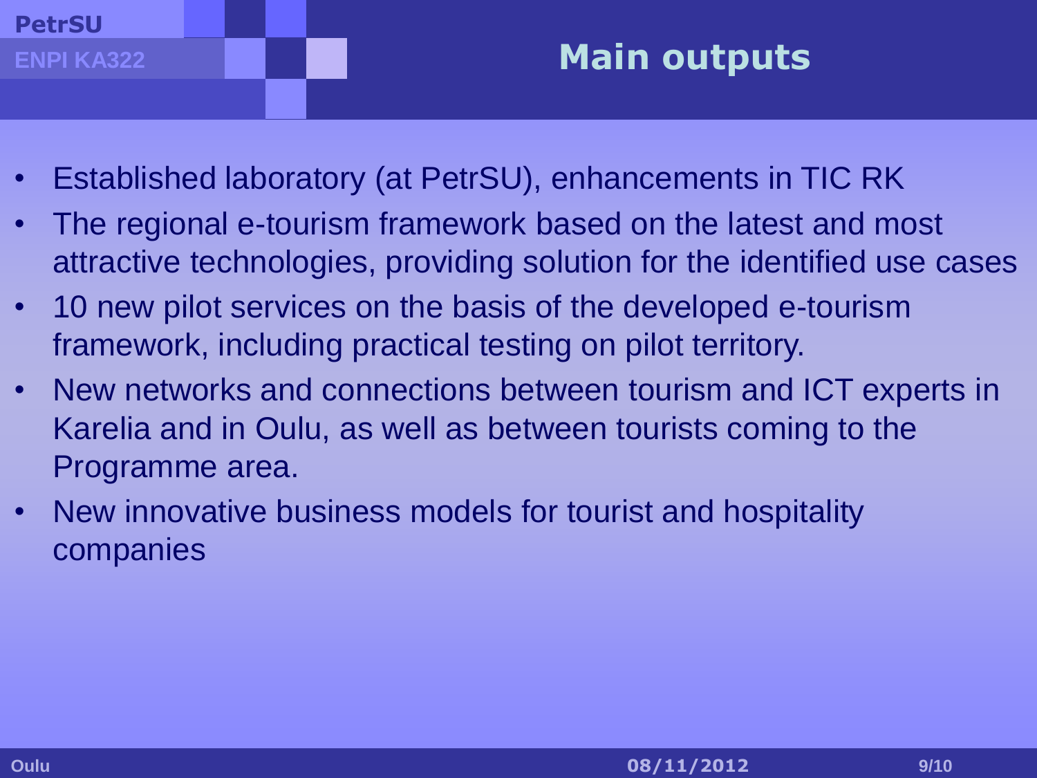# Main outputs

- Established laboratory (at PetrSU), enhancements in TIC RK
- The regional e-tourism framework based on the latest and most attractive technologies, providing solution for the identified use cases
- 10 new pilot services on the basis of the developed e-tourism framework, including practical testing on pilot territory.
- New networks and connections between tourism and ICT experts in Karelia and in Oulu, as well as between tourists coming to the Programme area.
- New innovative business models for tourist and hospitality companies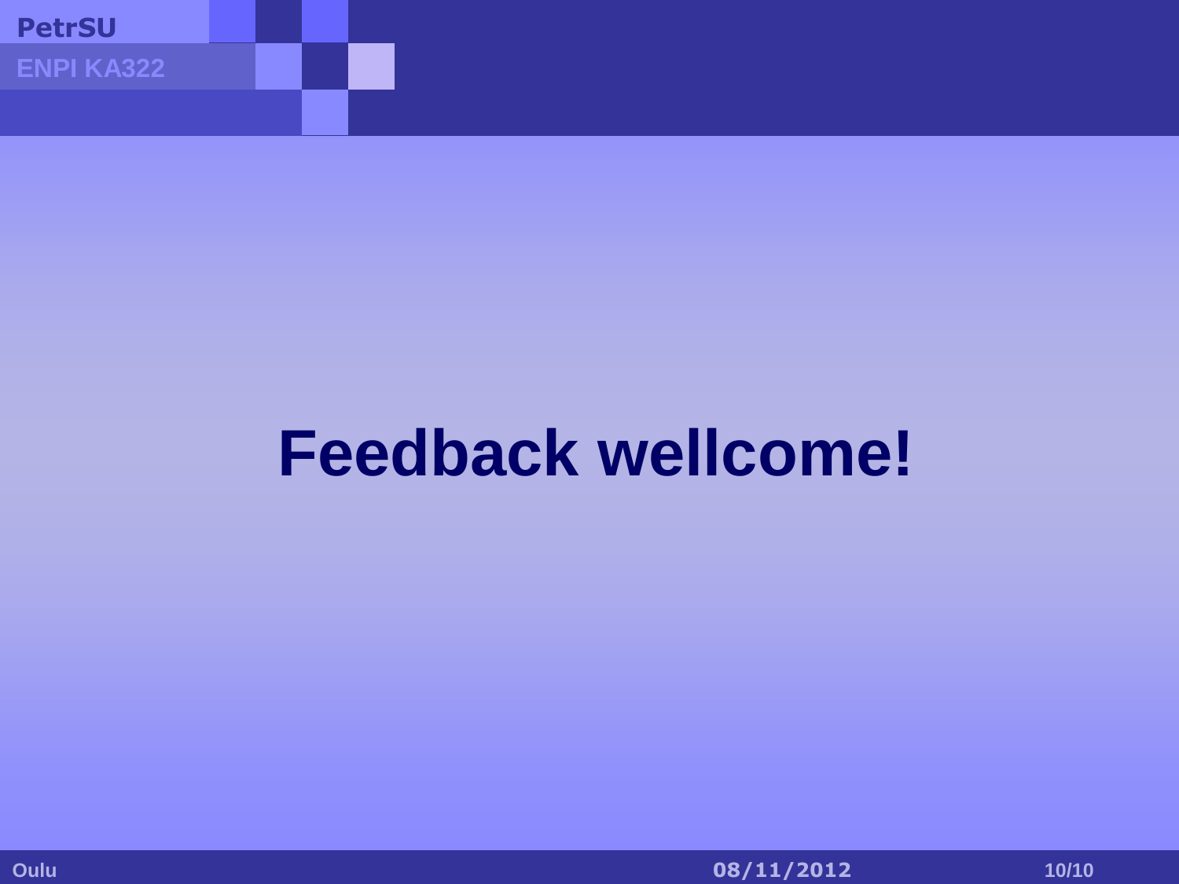# Feedback wellcome!